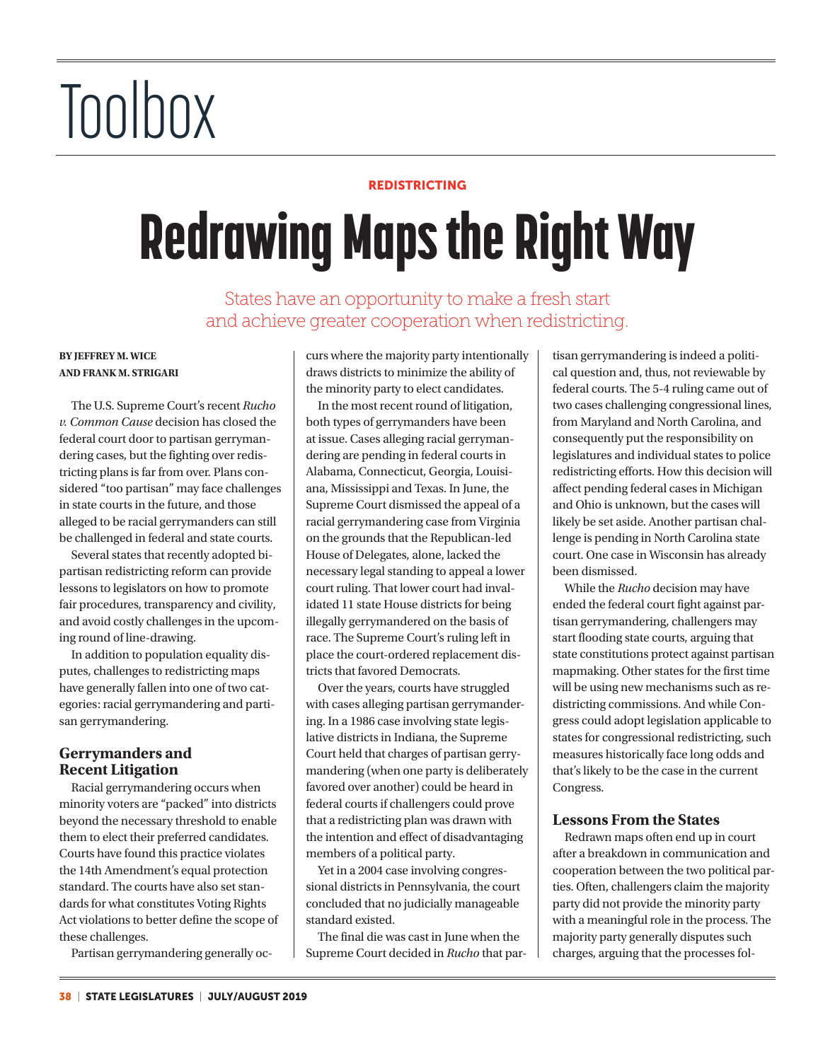# Toolbox

REDISTRICTING

## Redrawing Maps the Right Way

States have an opportunity to make a fresh start and achieve greater cooperation when redistricting.

**BY JEFFREY M. WICE AND FRANK M. STRIGARI**

The U.S. Supreme Court's recent *Rucho v. Common Cause* decision has closed the federal court door to partisan gerrymandering cases, but the fighting over redistricting plans is far from over. Plans considered "too partisan" may face challenges in state courts in the future, and those alleged to be racial gerrymanders can still be challenged in federal and state courts.

Several states that recently adopted bipartisan redistricting reform can provide lessons to legislators on how to promote fair procedures, transparency and civility, and avoid costly challenges in the upcoming round of line-drawing.

In addition to population equality disputes, challenges to redistricting maps have generally fallen into one of two categories: racial gerrymandering and partisan gerrymandering.

### Gerrymanders and Recent Litigation

Racial gerrymandering occurs when minority voters are "packed" into districts beyond the necessary threshold to enable them to elect their preferred candidates. Courts have found this practice violates the 14th Amendment's equal protection standard. The courts have also set standards for what constitutes Voting Rights Act violations to better define the scope of these challenges.

Partisan gerrymandering generally occurs where the majority party intentionally draws districts to minimize the ability of the minority party to elect candidates.

In the most recent round of litigation, both types of gerrymanders have been at issue. Cases alleging racial gerrymandering are pending in federal courts in Alabama, Connecticut, Georgia, Louisiana, Mississippi and Texas. In June, the Supreme Court dismissed the appeal of a racial gerrymandering case from Virginia on the grounds that the Republican-led House of Delegates, alone, lacked the necessary legal standing to appeal a lower court ruling. That lower court had invalidated 11 state House districts for being illegally gerrymandered on the basis of race. The Supreme Court's ruling left in place the court-ordered replacement districts that favored Democrats.

Over the years, courts have struggled with cases alleging partisan gerrymandering. In a 1986 case involving state legislative districts in Indiana, the Supreme Court held that charges of partisan gerrymandering (when one party is deliberately favored over another) could be heard in federal courts if challengers could prove that a redistricting plan was drawn with the intention and effect of disadvantaging members of a political party.

Yet in a 2004 case involving congressional districts in Pennsylvania, the court concluded that no judicially manageable standard existed.

The final die was cast in June when the Supreme Court decided in *Rucho* that partisan gerrymandering is indeed a political question and, thus, not reviewable by federal courts. The 5-4 ruling came out of two cases challenging congressional lines, from Maryland and North Carolina, and consequently put the responsibility on legislatures and individual states to police redistricting efforts. How this decision will affect pending federal cases in Michigan and Ohio is unknown, but the cases will likely be set aside. Another partisan challenge is pending in North Carolina state court. One case in Wisconsin has already been dismissed.

While the *Rucho* decision may have ended the federal court fight against partisan gerrymandering, challengers may start flooding state courts, arguing that state constitutions protect against partisan mapmaking. Other states for the first time will be using new mechanisms such as redistricting commissions. And while Congress could adopt legislation applicable to states for congressional redistricting, such measures historically face long odds and that's likely to be the case in the current Congress.

### Lessons From the States

Redrawn maps often end up in court after a breakdown in communication and cooperation between the two political parties. Often, challengers claim the majority party did not provide the minority party with a meaningful role in the process. The majority party generally disputes such charges, arguing that the processes fol-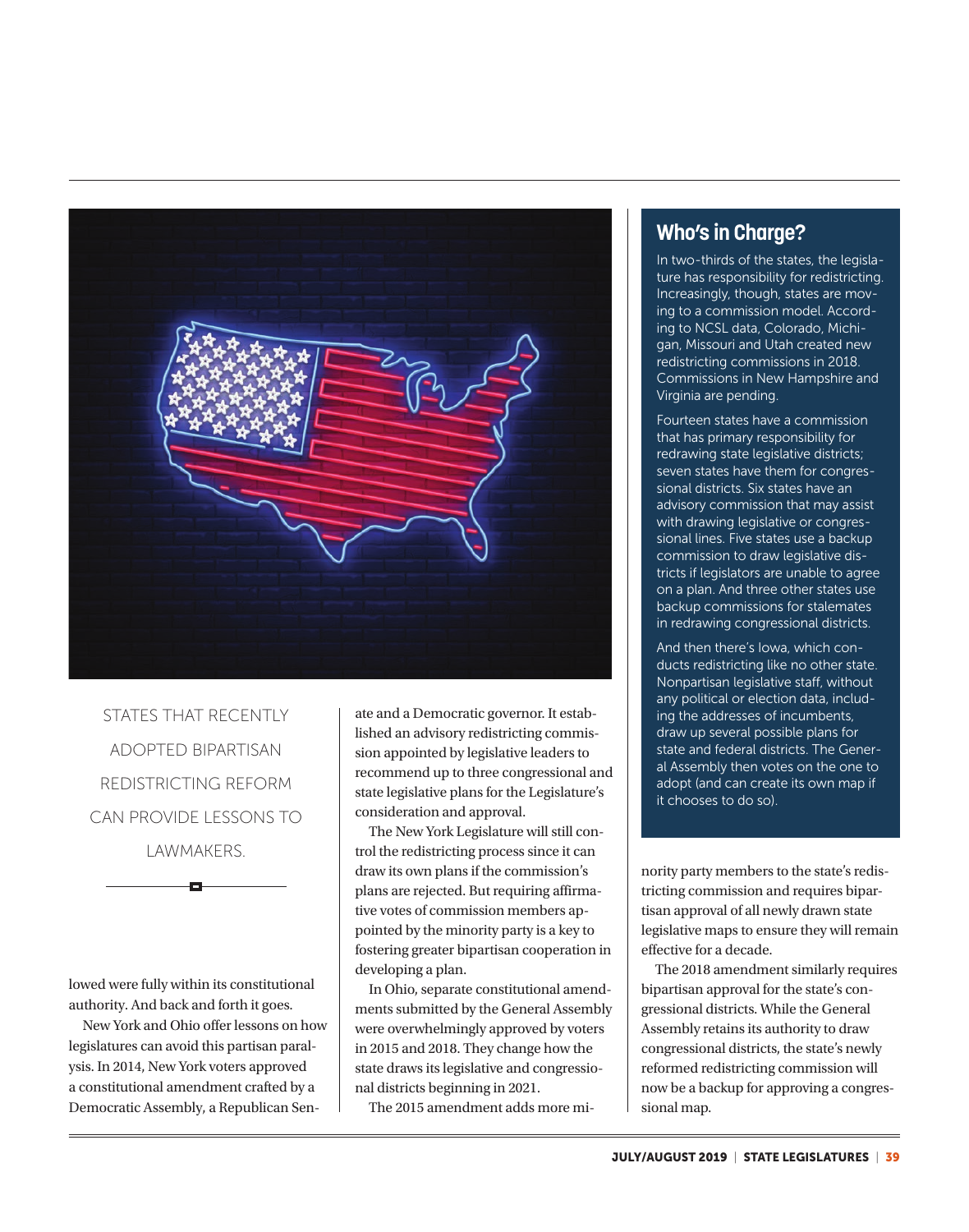STATES THAT RECENTLY ADOPTED BIPARTISAN REDISTRICTING REFORM CAN PROVIDE LESSONS TO LAWMAKERS.

lowed were fully within its constitutional authority. And back and forth it goes.

New York and Ohio offer lessons on how legislatures can avoid this partisan paralysis. In 2014, New York voters approved a constitutional amendment crafted by a Democratic Assembly, a Republican Senate and a Democratic governor. It established an advisory redistricting commission appointed by legislative leaders to recommend up to three congressional and state legislative plans for the Legislature's consideration and approval.

The New York Legislature will still control the redistricting process since it can draw its own plans if the commission's plans are rejected. But requiring affirmative votes of commission members appointed by the minority party is a key to fostering greater bipartisan cooperation in developing a plan.

In Ohio, separate constitutional amendments submitted by the General Assembly were overwhelmingly approved by voters in 2015 and 2018. They change how the state draws its legislative and congressional districts beginning in 2021.

The 2015 amendment adds more minority party members to the state's redistricting commission and requires bipartisan approval of all newly drawn state legislative maps to ensure they will remain effective for a decade.

The 2018 amendment similarly requires bipartisan approval for the state's congressional districts. While the General Assembly retains its authority to draw congressional districts, the state's newly reformed redistricting commission will now be a backup for approving a congressional map.

## Who's in Charge?

In two-thirds of the states, the legislature has responsibility for redistricting. Increasingly, though, states are moving to a commission model. According to NCSL data, Colorado, Michigan, Missouri and Utah created new redistricting commissions in 2018. Commissions in New Hampshire and Virginia are pending.

Fourteen states have a commission that has primary responsibility for redrawing state legislative districts; seven states have them for congressional districts. Six states have an advisory commission that may assist with drawing legislative or congressional lines. Five states use a backup commission to draw legislative districts if legislators are unable to agree on a plan. And three other states use backup commissions for stalemates in redrawing congressional districts.

And then there's Iowa, which conducts redistricting like no other state. Nonpartisan legislative staff, without any political or election data, including the addresses of incumbents, draw up several possible plans for state and federal districts. The General Assembly then votes on the one to adopt (and can create its own map if it chooses to do so).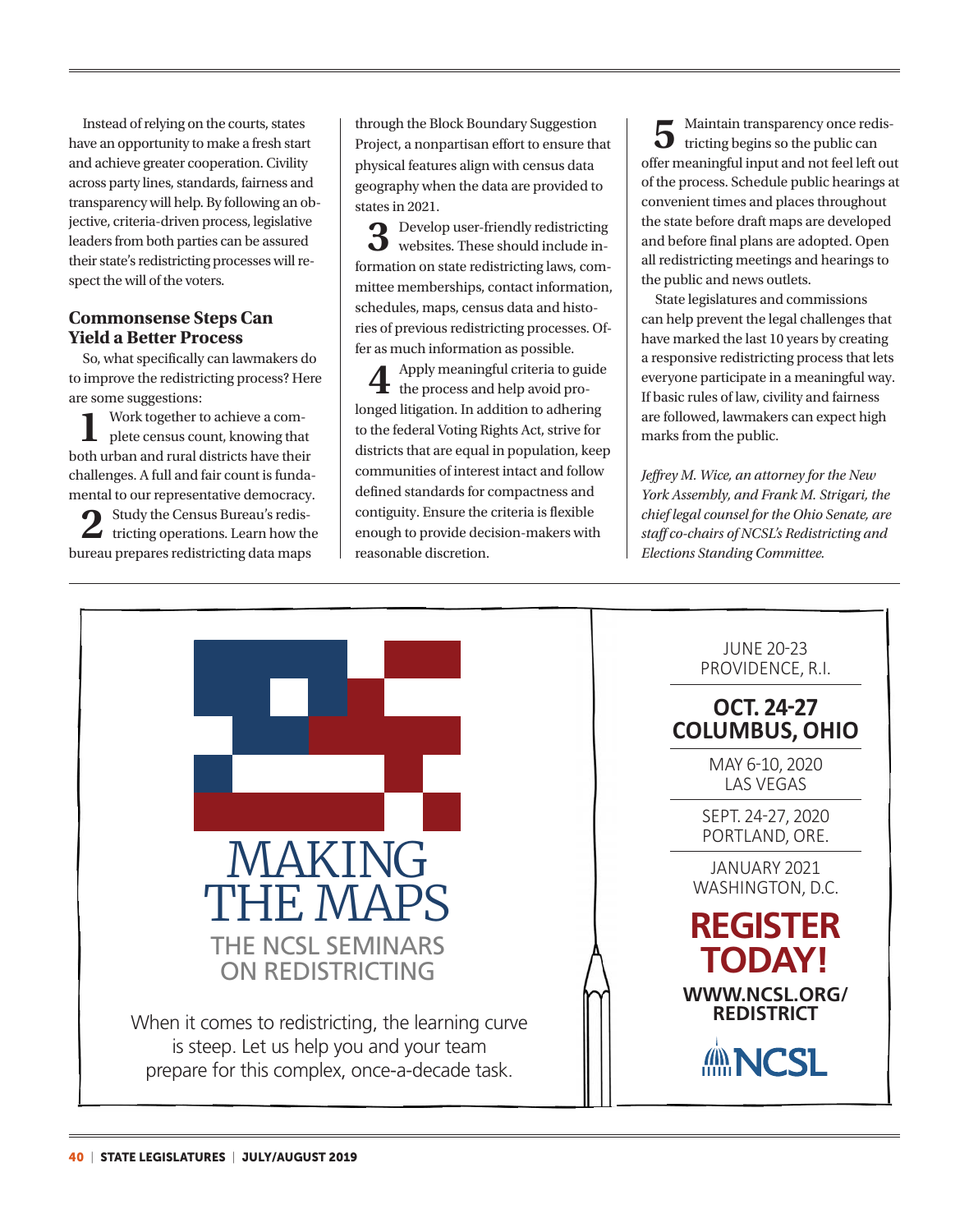Instead of relying on the courts, states have an opportunity to make a fresh start and achieve greater cooperation. Civility across party lines, standards, fairness and transparency will help. By following an objective, criteria-driven process, legislative leaders from both parties can be assured their state's redistricting processes will respect the will of the voters.

### Commonsense Steps Can Yield a Better Process

So, what specifically can lawmakers do to improve the redistricting process? Here are some suggestions:

**1** Work together to achieve a complete census count, knowing that both urban and rural districts have their challenges. A full and fair count is fundamental to our representative democracy.

**2** Study the Census Bureau's redistricting operations. Learn how the bureau prepares redistricting data maps through the Block Boundary Suggestion Project, a nonpartisan effort to ensure that physical features align with census data geography when the data are provided to states in 2021.

**3** Develop user-friendly redistricting websites. These should include information on state redistricting laws, committee memberships, contact information, schedules, maps, census data and histories of previous redistricting processes. Offer as much information as possible.

**4** Apply meaningful criteria to guide the process and help avoid prolonged litigation. In addition to adhering to the federal Voting Rights Act, strive for districts that are equal in population, keep communities of interest intact and follow defined standards for compactness and contiguity. Ensure the criteria is flexible enough to provide decision-makers with reasonable discretion.

**5** Maintain transparency once redistricting begins so the public can offer meaningful input and not feel left out of the process. Schedule public hearings at convenient times and places throughout the state before draft maps are developed and before final plans are adopted. Open all redistricting meetings and hearings to the public and news outlets.

State legislatures and commissions can help prevent the legal challenges that have marked the last 10 years by creating a responsive redistricting process that lets everyone participate in a meaningful way. If basic rules of law, civility and fairness are followed, lawmakers can expect high marks from the public.

*Jeffrey M. Wice, an attorney for the New York Assembly, and Frank M. Strigari, the chief legal counsel for the Ohio Senate, are staff co-chairs of NCSL's Redistricting and Elections Standing Committee.*

---

MAKING THE MAPS

THE NCSL SEMINARS ON REDISTRICTING

When it comes to redistricting, the learning curve is steep. Let us help you and your team prepare for this complex, once-a-decade task.

JUNE 20-23
PROVIDENCE, R.I.

**OCT. 24-27**
**COLUMBUS, OHIO**

MAY 6-10, 2020
LAS VEGAS

SEPT. 24-27, 2020
PORTLAND, ORE.

JANUARY 2021
WASHINGTON, D.C.

**REGISTER TODAY!**

**WWW.NCSL.ORG/REDISTRICT**

NCSL